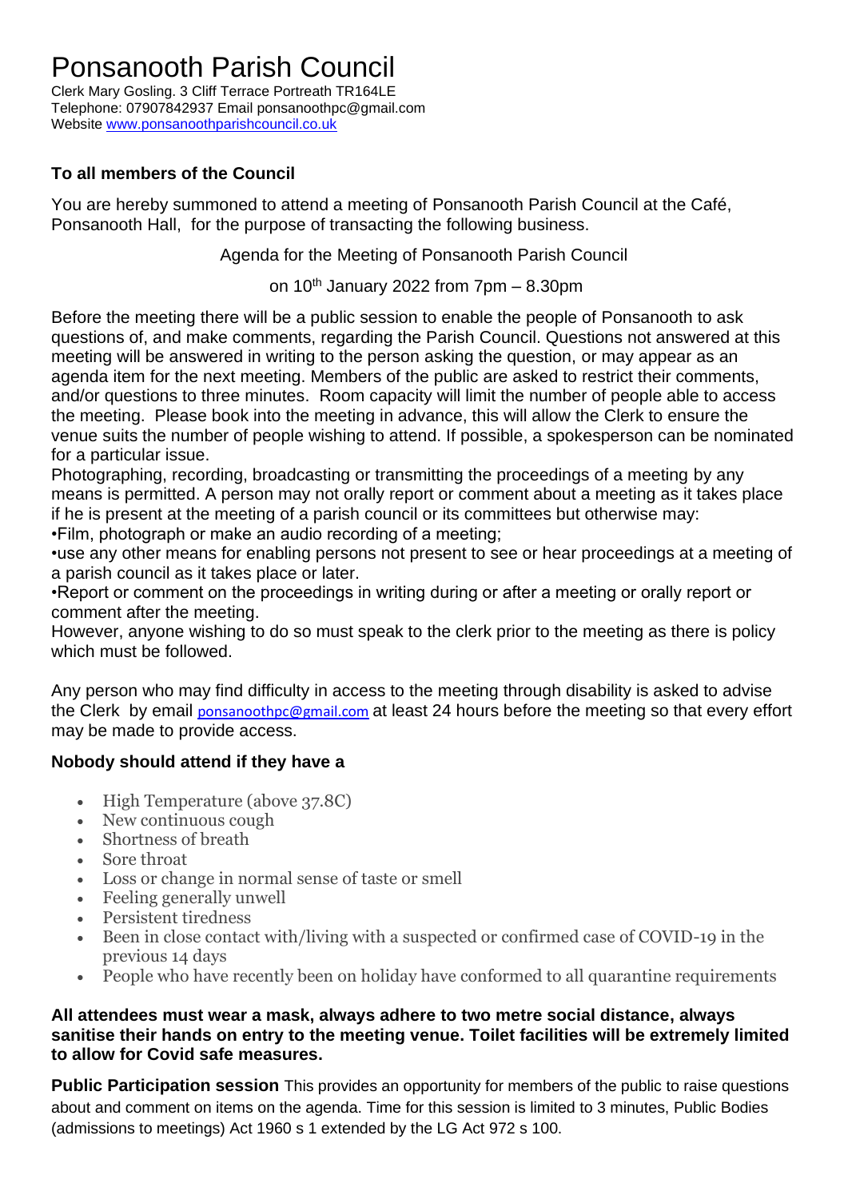# Ponsanooth Parish Council

Clerk Mary Gosling. 3 Cliff Terrace Portreath TR164LE
Telephone: 07907842937 Email ponsanoothpc@gmail.com
Website www.ponsanoothparishcouncil.co.uk

**To all members of the Council**

You are hereby summoned to attend a meeting of Ponsanooth Parish Council at the Café, Ponsanooth Hall, for the purpose of transacting the following business.

Agenda for the Meeting of Ponsanooth Parish Council

on 10th January 2022 from 7pm – 8.30pm

Before the meeting there will be a public session to enable the people of Ponsanooth to ask questions of, and make comments, regarding the Parish Council. Questions not answered at this meeting will be answered in writing to the person asking the question, or may appear as an agenda item for the next meeting. Members of the public are asked to restrict their comments, and/or questions to three minutes. Room capacity will limit the number of people able to access the meeting. Please book into the meeting in advance, this will allow the Clerk to ensure the venue suits the number of people wishing to attend. If possible, a spokesperson can be nominated for a particular issue.

Photographing, recording, broadcasting or transmitting the proceedings of a meeting by any means is permitted. A person may not orally report or comment about a meeting as it takes place if he is present at the meeting of a parish council or its committees but otherwise may:

- Film, photograph or make an audio recording of a meeting;
- use any other means for enabling persons not present to see or hear proceedings at a meeting of a parish council as it takes place or later.
- Report or comment on the proceedings in writing during or after a meeting or orally report or comment after the meeting.

However, anyone wishing to do so must speak to the clerk prior to the meeting as there is policy which must be followed.

Any person who may find difficulty in access to the meeting through disability is asked to advise the Clerk by email ponsanoothpc@gmail.com at least 24 hours before the meeting so that every effort may be made to provide access.

**Nobody should attend if they have a**

- High Temperature (above 37.8C)
- New continuous cough
- Shortness of breath
- Sore throat
- Loss or change in normal sense of taste or smell
- Feeling generally unwell
- Persistent tiredness
- Been in close contact with/living with a suspected or confirmed case of COVID-19 in the previous 14 days
- People who have recently been on holiday have conformed to all quarantine requirements

**All attendees must wear a mask, always adhere to two metre social distance, always sanitise their hands on entry to the meeting venue. Toilet facilities will be extremely limited to allow for Covid safe measures.**

**Public Participation session** This provides an opportunity for members of the public to raise questions about and comment on items on the agenda. Time for this session is limited to 3 minutes, Public Bodies (admissions to meetings) Act 1960 s 1 extended by the LG Act 972 s 100.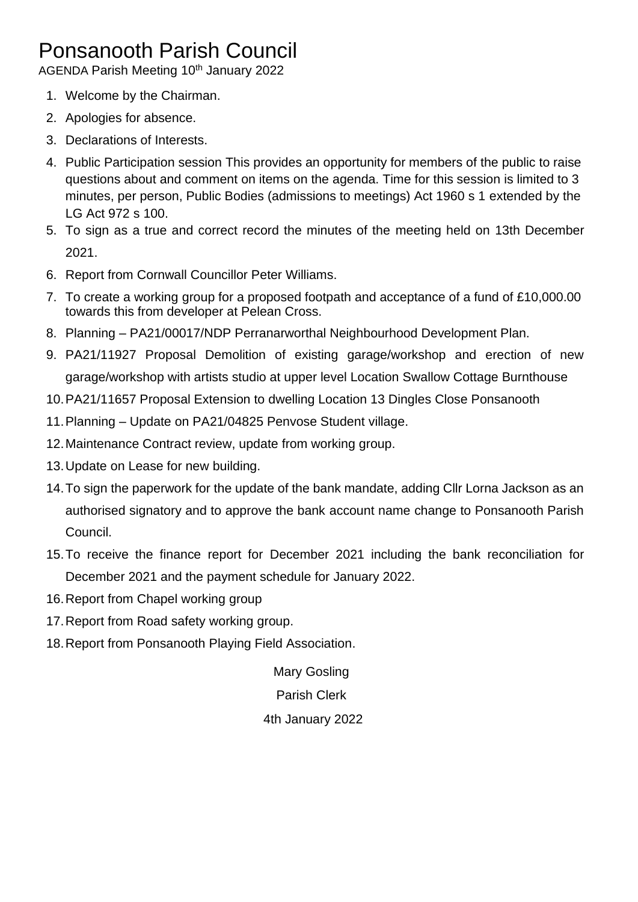# Ponsanooth Parish Council

AGENDA Parish Meeting 10th January 2022

1. Welcome by the Chairman.
2. Apologies for absence.
3. Declarations of Interests.
4. Public Participation session This provides an opportunity for members of the public to raise questions about and comment on items on the agenda. Time for this session is limited to 3 minutes, per person, Public Bodies (admissions to meetings) Act 1960 s 1 extended by the LG Act 972 s 100.
5. To sign as a true and correct record the minutes of the meeting held on 13th December 2021.
6. Report from Cornwall Councillor Peter Williams.
7. To create a working group for a proposed footpath and acceptance of a fund of £10,000.00 towards this from developer at Pelean Cross.
8. Planning – PA21/00017/NDP Perranarworthal Neighbourhood Development Plan.
9. PA21/11927 Proposal Demolition of existing garage/workshop and erection of new garage/workshop with artists studio at upper level Location Swallow Cottage Burnthouse
10. PA21/11657 Proposal Extension to dwelling Location 13 Dingles Close Ponsanooth
11. Planning – Update on PA21/04825 Penvose Student village.
12. Maintenance Contract review, update from working group.
13. Update on Lease for new building.
14. To sign the paperwork for the update of the bank mandate, adding Cllr Lorna Jackson as an authorised signatory and to approve the bank account name change to Ponsanooth Parish Council.
15. To receive the finance report for December 2021 including the bank reconciliation for December 2021 and the payment schedule for January 2022.
16. Report from Chapel working group
17. Report from Road safety working group.
18. Report from Ponsanooth Playing Field Association.

Mary Gosling

Parish Clerk

4th January 2022